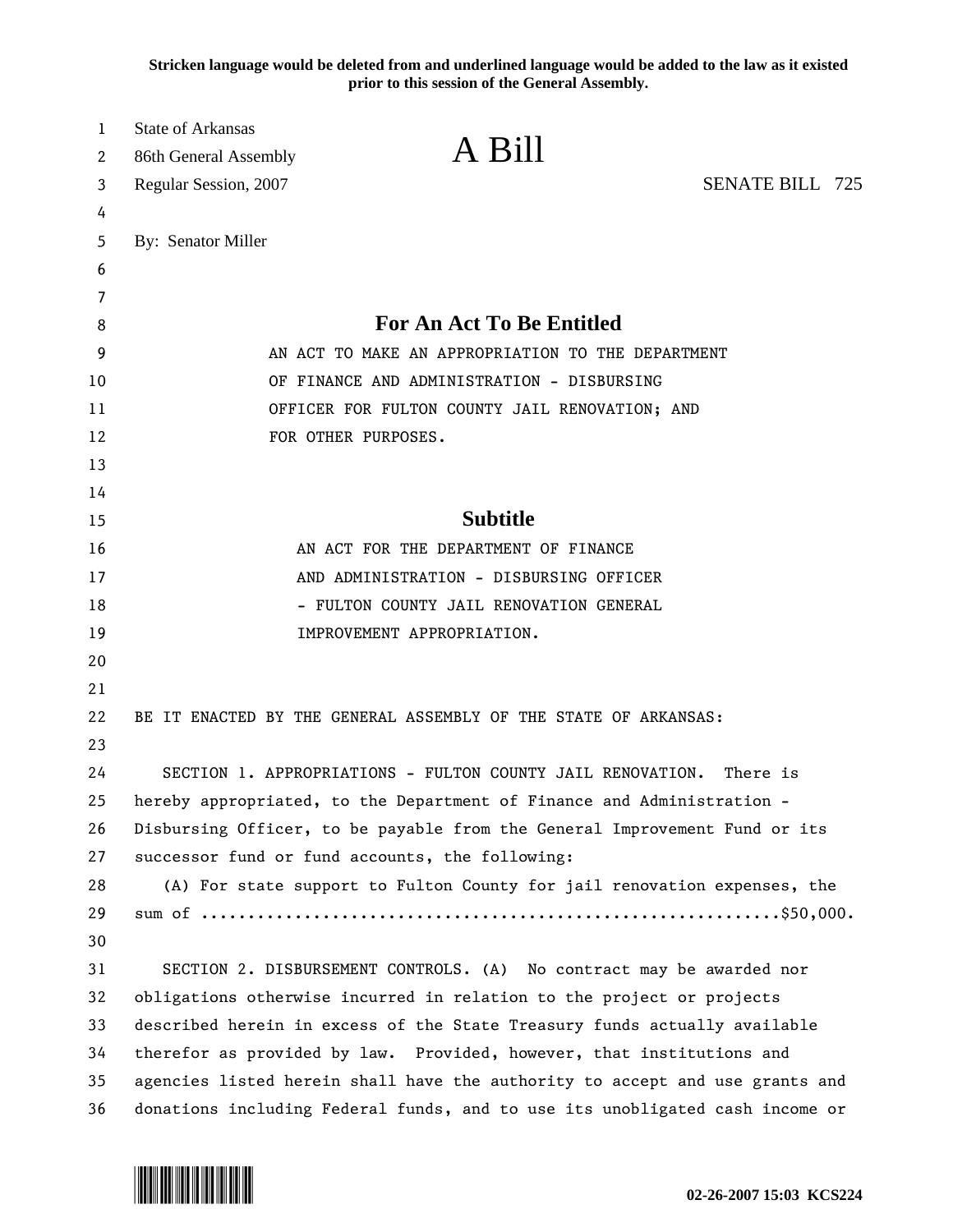**Stricken language would be deleted from and underlined language would be added to the law as it existed prior to this session of the General Assembly.**

State of Arkansas
86th General Assembly

# A Bill

Regular Session, 2007 SENATE BILL 725

By: Senator Miller

## For An Act To Be Entitled

AN ACT TO MAKE AN APPROPRIATION TO THE DEPARTMENT OF FINANCE AND ADMINISTRATION - DISBURSING OFFICER FOR FULTON COUNTY JAIL RENOVATION; AND FOR OTHER PURPOSES.

## Subtitle

AN ACT FOR THE DEPARTMENT OF FINANCE AND ADMINISTRATION - DISBURSING OFFICER - FULTON COUNTY JAIL RENOVATION GENERAL IMPROVEMENT APPROPRIATION.

BE IT ENACTED BY THE GENERAL ASSEMBLY OF THE STATE OF ARKANSAS:

SECTION 1. APPROPRIATIONS - FULTON COUNTY JAIL RENOVATION. There is hereby appropriated, to the Department of Finance and Administration - Disbursing Officer, to be payable from the General Improvement Fund or its successor fund or fund accounts, the following:

(A) For state support to Fulton County for jail renovation expenses, the sum of ............................................................$50,000.

SECTION 2. DISBURSEMENT CONTROLS. (A) No contract may be awarded nor obligations otherwise incurred in relation to the project or projects described herein in excess of the State Treasury funds actually available therefor as provided by law. Provided, however, that institutions and agencies listed herein shall have the authority to accept and use grants and donations including Federal funds, and to use its unobligated cash income or

02-26-2007 15:03 KCS224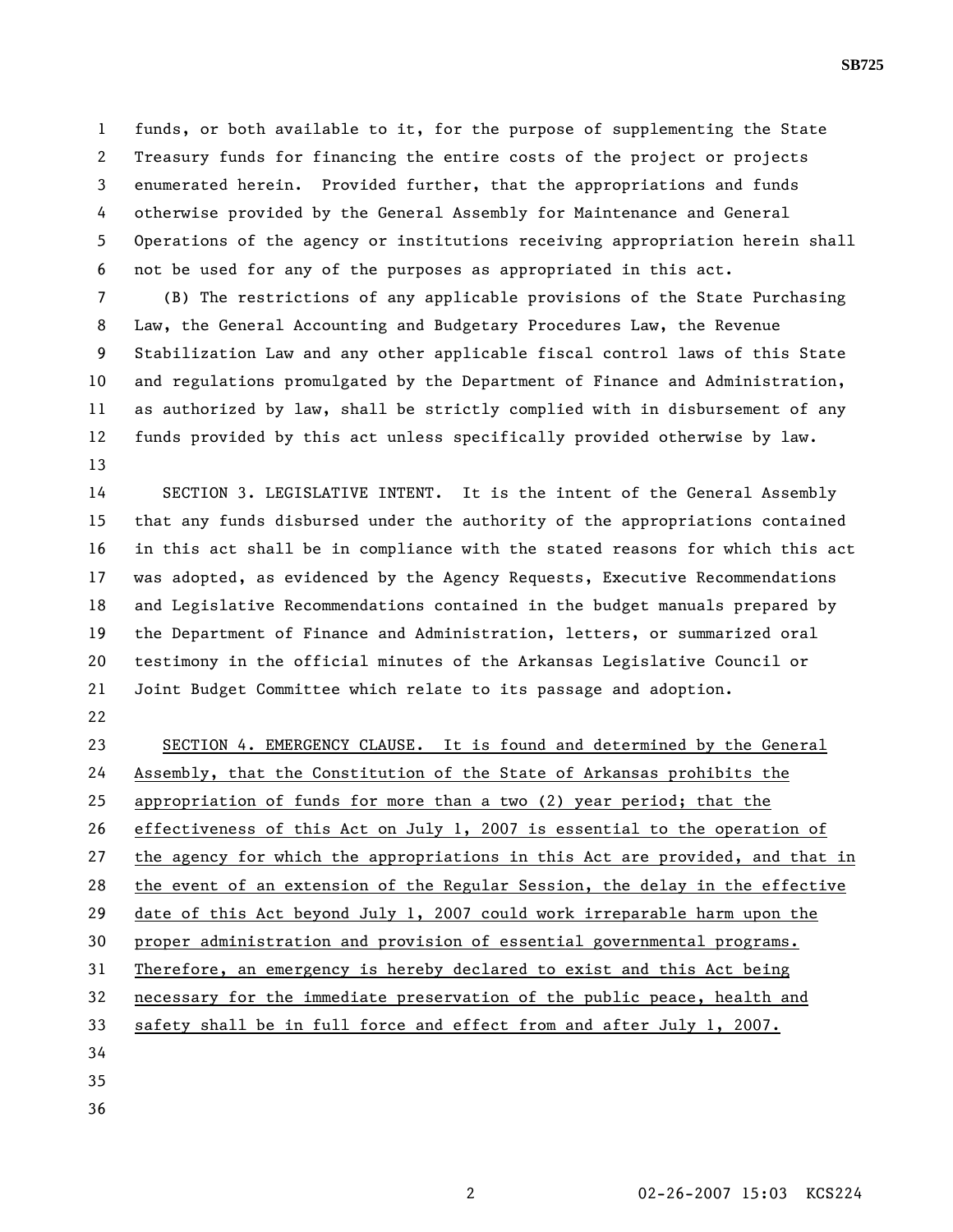funds, or both available to it, for the purpose of supplementing the State Treasury funds for financing the entire costs of the project or projects enumerated herein. Provided further, that the appropriations and funds otherwise provided by the General Assembly for Maintenance and General Operations of the agency or institutions receiving appropriation herein shall not be used for any of the purposes as appropriated in this act.

(B) The restrictions of any applicable provisions of the State Purchasing Law, the General Accounting and Budgetary Procedures Law, the Revenue Stabilization Law and any other applicable fiscal control laws of this State and regulations promulgated by the Department of Finance and Administration, as authorized by law, shall be strictly complied with in disbursement of any funds provided by this act unless specifically provided otherwise by law.

SECTION 3. LEGISLATIVE INTENT. It is the intent of the General Assembly that any funds disbursed under the authority of the appropriations contained in this act shall be in compliance with the stated reasons for which this act was adopted, as evidenced by the Agency Requests, Executive Recommendations and Legislative Recommendations contained in the budget manuals prepared by the Department of Finance and Administration, letters, or summarized oral testimony in the official minutes of the Arkansas Legislative Council or Joint Budget Committee which relate to its passage and adoption.

SECTION 4. EMERGENCY CLAUSE. It is found and determined by the General Assembly, that the Constitution of the State of Arkansas prohibits the appropriation of funds for more than a two (2) year period; that the effectiveness of this Act on July 1, 2007 is essential to the operation of the agency for which the appropriations in this Act are provided, and that in the event of an extension of the Regular Session, the delay in the effective date of this Act beyond July 1, 2007 could work irreparable harm upon the proper administration and provision of essential governmental programs. Therefore, an emergency is hereby declared to exist and this Act being necessary for the immediate preservation of the public peace, health and safety shall be in full force and effect from and after July 1, 2007.